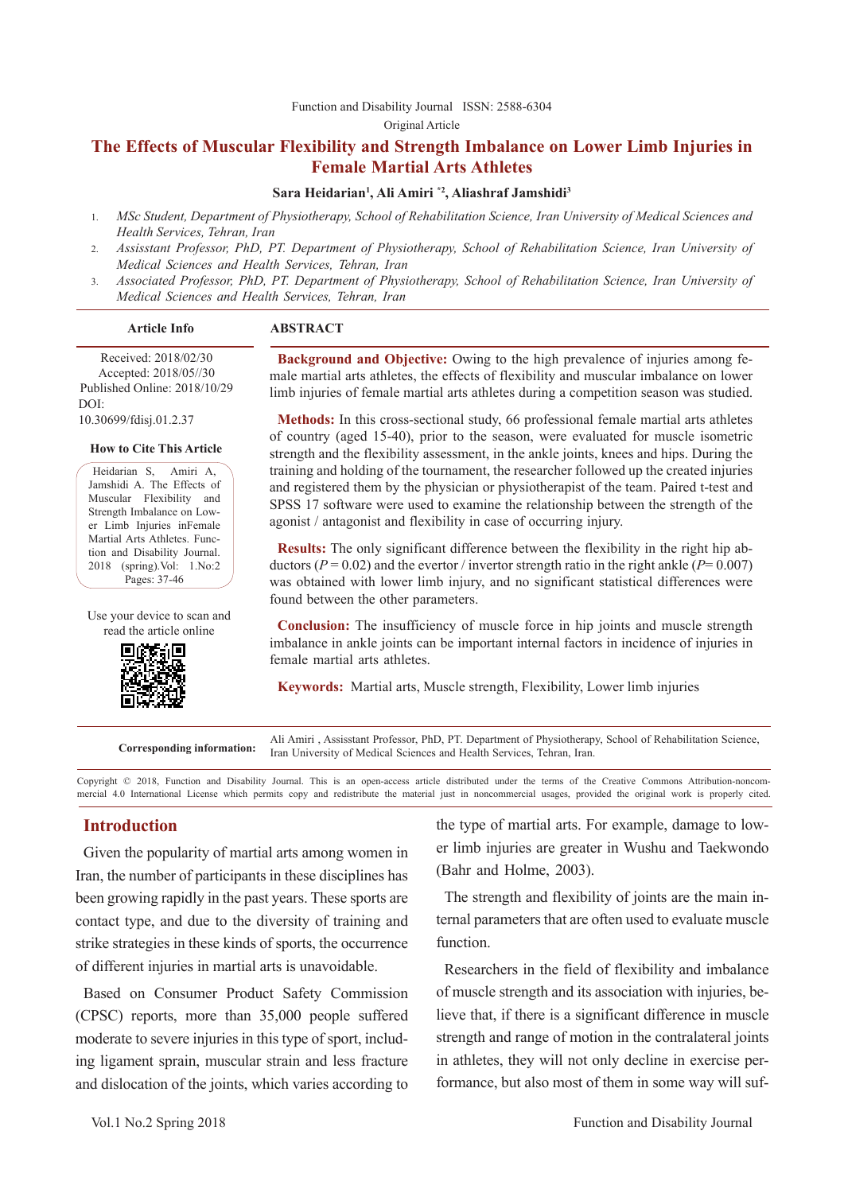Function and Disability Journal ISSN: 2588-6304

Original Article

# The Effects of Muscular Flexibility and Strength Imbalance on Lower Limb Injuries in Female Martial Arts Athletes

**Sara Heidarian[1], Ali Amiri *[2], Aliashraf Jamshidi[3]**

1. *MSc Student, Department of Physiotherapy, School of Rehabilitation Science, Iran University of Medical Sciences and Health Services, Tehran, Iran*
2. *Assisstant Professor, PhD, PT. Department of Physiotherapy, School of Rehabilitation Science, Iran University of Medical Sciences and Health Services, Tehran, Iran*
3. *Associated Professor, PhD, PT. Department of Physiotherapy, School of Rehabilitation Science, Iran University of Medical Sciences and Health Services, Tehran, Iran*

**Article Info**

Received: 2018/02/30
Accepted: 2018/05//30
Published Online: 2018/10/29
DOI:
10.30699/fdisj.01.2.37

**How to Cite This Article**

Heidarian S, Amiri A, Jamshidi A. The Effects of Muscular Flexibility and Strength Imbalance on Lower Limb Injuries inFemale Martial Arts Athletes. Function and Disability Journal. 2018 (spring).Vol: 1.No:2 Pages: 37-46

Use your device to scan and read the article online

## ABSTRACT

**Background and Objective:** Owing to the high prevalence of injuries among female martial arts athletes, the effects of flexibility and muscular imbalance on lower limb injuries of female martial arts athletes during a competition season was studied.

**Methods:** In this cross-sectional study, 66 professional female martial arts athletes of country (aged 15-40), prior to the season, were evaluated for muscle isometric strength and the flexibility assessment, in the ankle joints, knees and hips. During the training and holding of the tournament, the researcher followed up the created injuries and registered them by the physician or physiotherapist of the team. Paired t-test and SPSS 17 software were used to examine the relationship between the strength of the agonist / antagonist and flexibility in case of occurring injury.

**Results:** The only significant difference between the flexibility in the right hip abductors ($P = 0.02$) and the evertor / invertor strength ratio in the right ankle ($P= 0.007$) was obtained with lower limb injury, and no significant statistical differences were found between the other parameters.

**Conclusion:** The insufficiency of muscle force in hip joints and muscle strength imbalance in ankle joints can be important internal factors in incidence of injuries in female martial arts athletes.

**Keywords:** Martial arts, Muscle strength, Flexibility, Lower limb injuries

**Corresponding information:** Ali Amiri , Assisstant Professor, PhD, PT. Department of Physiotherapy, School of Rehabilitation Science, Iran University of Medical Sciences and Health Services, Tehran, Iran.

Copyright © 2018, Function and Disability Journal. This is an open-access article distributed under the terms of the Creative Commons Attribution-noncommercial 4.0 International License which permits copy and redistribute the material just in noncommercial usages, provided the original work is properly cited.

## Introduction

Given the popularity of martial arts among women in Iran, the number of participants in these disciplines has been growing rapidly in the past years. These sports are contact type, and due to the diversity of training and strike strategies in these kinds of sports, the occurrence of different injuries in martial arts is unavoidable.

Based on Consumer Product Safety Commission (CPSC) reports, more than 35,000 people suffered moderate to severe injuries in this type of sport, including ligament sprain, muscular strain and less fracture and dislocation of the joints, which varies according to the type of martial arts. For example, damage to lower limb injuries are greater in Wushu and Taekwondo (Bahr and Holme, 2003).

The strength and flexibility of joints are the main internal parameters that are often used to evaluate muscle function.

Researchers in the field of flexibility and imbalance of muscle strength and its association with injuries, believe that, if there is a significant difference in muscle strength and range of motion in the contralateral joints in athletes, they will not only decline in exercise performance, but also most of them in some way will suf-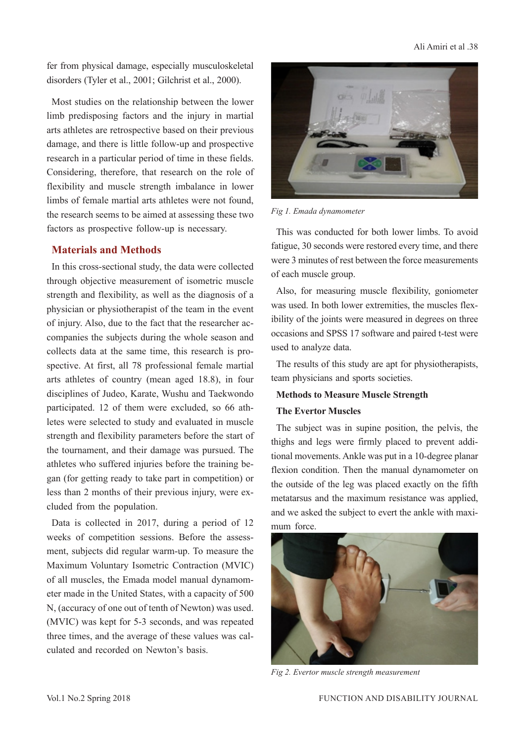fer from physical damage, especially musculoskeletal disorders (Tyler et al., 2001; Gilchrist et al., 2000).

Most studies on the relationship between the lower limb predisposing factors and the injury in martial arts athletes are retrospective based on their previous damage, and there is little follow-up and prospective research in a particular period of time in these fields. Considering, therefore, that research on the role of flexibility and muscle strength imbalance in lower limbs of female martial arts athletes were not found, the research seems to be aimed at assessing these two factors as prospective follow-up is necessary.

## Materials and Methods

In this cross-sectional study, the data were collected through objective measurement of isometric muscle strength and flexibility, as well as the diagnosis of a physician or physiotherapist of the team in the event of injury. Also, due to the fact that the researcher accompanies the subjects during the whole season and collects data at the same time, this research is prospective. At first, all 78 professional female martial arts athletes of country (mean aged 18.8), in four disciplines of Judeo, Karate, Wushu and Taekwondo participated. 12 of them were excluded, so 66 athletes were selected to study and evaluated in muscle strength and flexibility parameters before the start of the tournament, and their damage was pursued. The athletes who suffered injuries before the training began (for getting ready to take part in competition) or less than 2 months of their previous injury, were excluded from the population.

Data is collected in 2017, during a period of 12 weeks of competition sessions. Before the assessment, subjects did regular warm-up. To measure the Maximum Voluntary Isometric Contraction (MVIC) of all muscles, the Emada model manual dynamometer made in the United States, with a capacity of 500 N, (accuracy of one out of tenth of Newton) was used. (MVIC) was kept for 5-3 seconds, and was repeated three times, and the average of these values was calculated and recorded on Newton's basis.

*Fig 1. Emada dynamometer*

This was conducted for both lower limbs. To avoid fatigue, 30 seconds were restored every time, and there were 3 minutes of rest between the force measurements of each muscle group.

Also, for measuring muscle flexibility, goniometer was used. In both lower extremities, the muscles flexibility of the joints were measured in degrees on three occasions and SPSS 17 software and paired t-test were used to analyze data.

The results of this study are apt for physiotherapists, team physicians and sports societies.

**Methods to Measure Muscle Strength**

**The Evertor Muscles**

The subject was in supine position, the pelvis, the thighs and legs were firmly placed to prevent additional movements. Ankle was put in a 10-degree planar flexion condition. Then the manual dynamometer on the outside of the leg was placed exactly on the fifth metatarsus and the maximum resistance was applied, and we asked the subject to evert the ankle with maximum force.

*Fig 2. Evertor muscle strength measurement*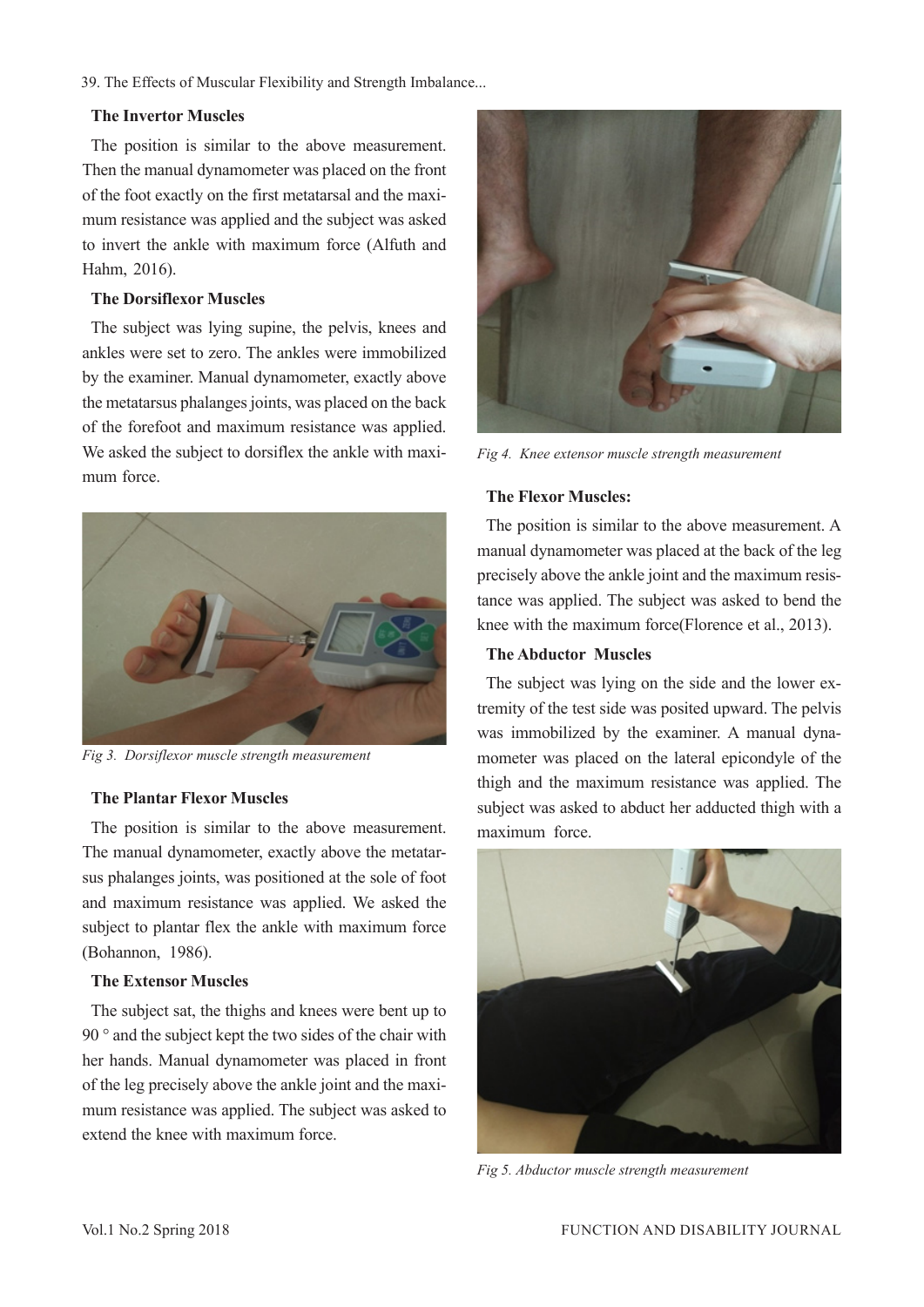**The Invertor Muscles**

The position is similar to the above measurement. Then the manual dynamometer was placed on the front of the foot exactly on the first metatarsal and the maximum resistance was applied and the subject was asked to invert the ankle with maximum force (Alfuth and Hahm, 2016).

**The Dorsiflexor Muscles**

The subject was lying supine, the pelvis, knees and ankles were set to zero. The ankles were immobilized by the examiner. Manual dynamometer, exactly above the metatarsus phalanges joints, was placed on the back of the forefoot and maximum resistance was applied. We asked the subject to dorsiflex the ankle with maximum force.

*Fig 3. Dorsiflexor muscle strength measurement*

**The Plantar Flexor Muscles**

The position is similar to the above measurement. The manual dynamometer, exactly above the metatarsus phalanges joints, was positioned at the sole of foot and maximum resistance was applied. We asked the subject to plantar flex the ankle with maximum force (Bohannon, 1986).

**The Extensor Muscles**

The subject sat, the thighs and knees were bent up to 90 ° and the subject kept the two sides of the chair with her hands. Manual dynamometer was placed in front of the leg precisely above the ankle joint and the maximum resistance was applied. The subject was asked to extend the knee with maximum force.

*Fig 4. Knee extensor muscle strength measurement*

**The Flexor Muscles:**

The position is similar to the above measurement. A manual dynamometer was placed at the back of the leg precisely above the ankle joint and the maximum resistance was applied. The subject was asked to bend the knee with the maximum force(Florence et al., 2013).

**The Abductor Muscles**

The subject was lying on the side and the lower extremity of the test side was posited upward. The pelvis was immobilized by the examiner. A manual dynamometer was placed on the lateral epicondyle of the thigh and the maximum resistance was applied. The subject was asked to abduct her adducted thigh with a maximum force.

*Fig 5. Abductor muscle strength measurement*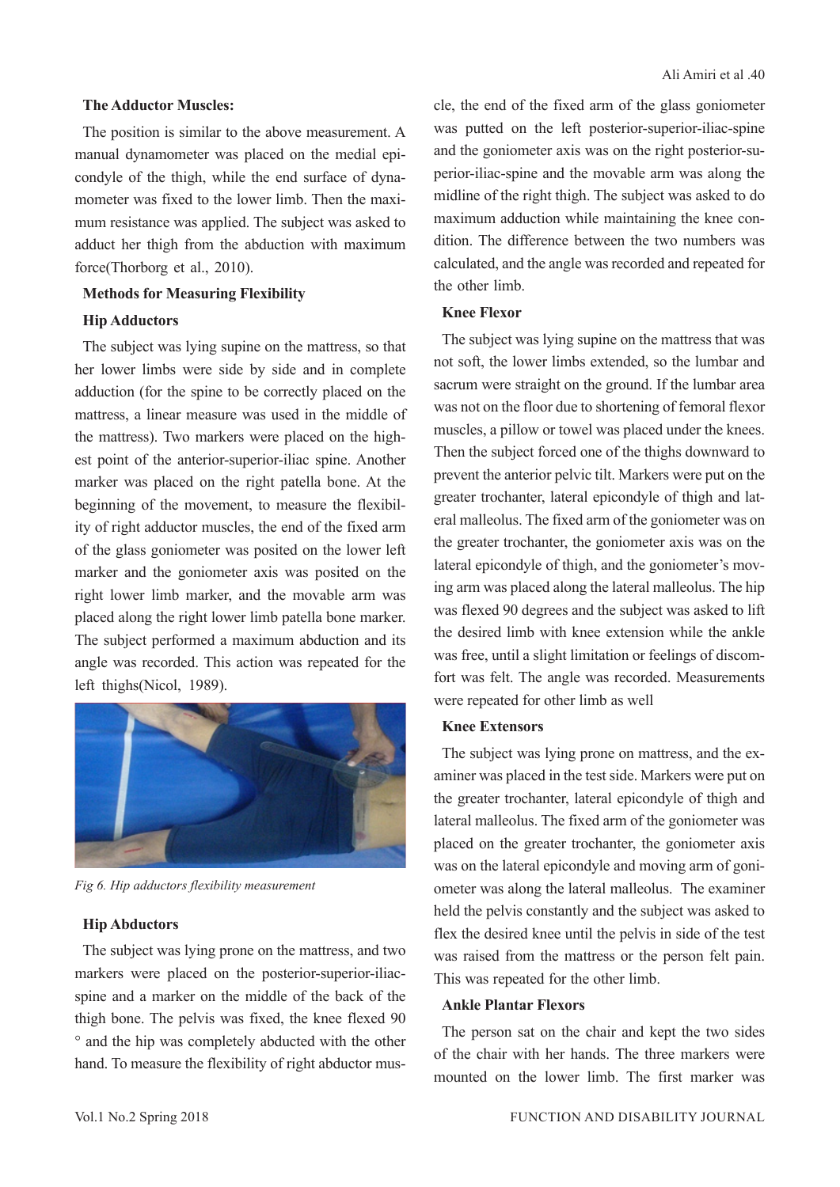### The Adductor Muscles:

The position is similar to the above measurement. A manual dynamometer was placed on the medial epicondyle of the thigh, while the end surface of dynamometer was fixed to the lower limb. Then the maximum resistance was applied. The subject was asked to adduct her thigh from the abduction with maximum force(Thorborg et al., 2010).

### Methods for Measuring Flexibility

### Hip Adductors

The subject was lying supine on the mattress, so that her lower limbs were side by side and in complete adduction (for the spine to be correctly placed on the mattress, a linear measure was used in the middle of the mattress). Two markers were placed on the highest point of the anterior-superior-iliac spine. Another marker was placed on the right patella bone. At the beginning of the movement, to measure the flexibility of right adductor muscles, the end of the fixed arm of the glass goniometer was posited on the lower left marker and the goniometer axis was posited on the right lower limb marker, and the movable arm was placed along the right lower limb patella bone marker. The subject performed a maximum abduction and its angle was recorded. This action was repeated for the left thighs(Nicol, 1989).

*Fig 6. Hip adductors flexibility measurement*

### Hip Abductors

The subject was lying prone on the mattress, and two markers were placed on the posterior-superior-iliac-spine and a marker on the middle of the back of the thigh bone. The pelvis was fixed, the knee flexed 90 ° and the hip was completely abducted with the other hand. To measure the flexibility of right abductor muscle, the end of the fixed arm of the glass goniometer was putted on the left posterior-superior-iliac-spine and the goniometer axis was on the right posterior-superior-iliac-spine and the movable arm was along the midline of the right thigh. The subject was asked to do maximum adduction while maintaining the knee condition. The difference between the two numbers was calculated, and the angle was recorded and repeated for the other limb.

### Knee Flexor

The subject was lying supine on the mattress that was not soft, the lower limbs extended, so the lumbar and sacrum were straight on the ground. If the lumbar area was not on the floor due to shortening of femoral flexor muscles, a pillow or towel was placed under the knees. Then the subject forced one of the thighs downward to prevent the anterior pelvic tilt. Markers were put on the greater trochanter, lateral epicondyle of thigh and lateral malleolus. The fixed arm of the goniometer was on the greater trochanter, the goniometer axis was on the lateral epicondyle of thigh, and the goniometer's moving arm was placed along the lateral malleolus. The hip was flexed 90 degrees and the subject was asked to lift the desired limb with knee extension while the ankle was free, until a slight limitation or feelings of discomfort was felt. The angle was recorded. Measurements were repeated for other limb as well

### Knee Extensors

The subject was lying prone on mattress, and the examiner was placed in the test side. Markers were put on the greater trochanter, lateral epicondyle of thigh and lateral malleolus. The fixed arm of the goniometer was placed on the greater trochanter, the goniometer axis was on the lateral epicondyle and moving arm of goniometer was along the lateral malleolus. The examiner held the pelvis constantly and the subject was asked to flex the desired knee until the pelvis in side of the test was raised from the mattress or the person felt pain. This was repeated for the other limb.

### Ankle Plantar Flexors

The person sat on the chair and kept the two sides of the chair with her hands. The three markers were mounted on the lower limb. The first marker was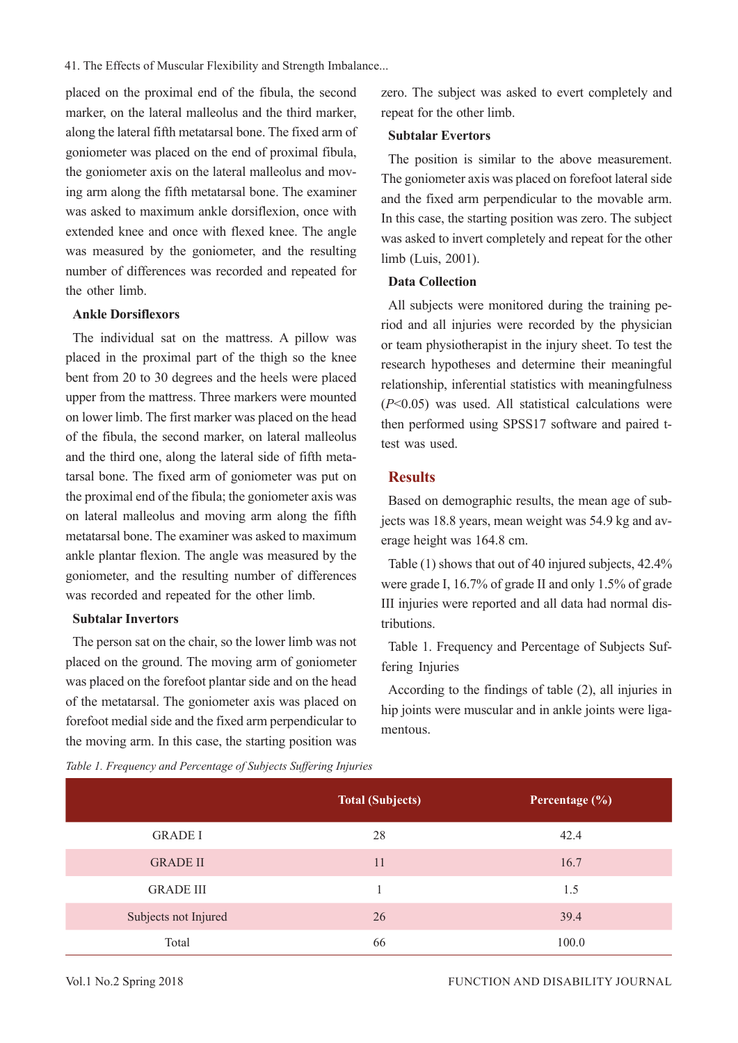placed on the proximal end of the fibula, the second marker, on the lateral malleolus and the third marker, along the lateral fifth metatarsal bone. The fixed arm of goniometer was placed on the end of proximal fibula, the goniometer axis on the lateral malleolus and moving arm along the fifth metatarsal bone. The examiner was asked to maximum ankle dorsiflexion, once with extended knee and once with flexed knee. The angle was measured by the goniometer, and the resulting number of differences was recorded and repeated for the other limb.

### Ankle Dorsiflexors

The individual sat on the mattress. A pillow was placed in the proximal part of the thigh so the knee bent from 20 to 30 degrees and the heels were placed upper from the mattress. Three markers were mounted on lower limb. The first marker was placed on the head of the fibula, the second marker, on lateral malleolus and the third one, along the lateral side of fifth metatarsal bone. The fixed arm of goniometer was put on the proximal end of the fibula; the goniometer axis was on lateral malleolus and moving arm along the fifth metatarsal bone. The examiner was asked to maximum ankle plantar flexion. The angle was measured by the goniometer, and the resulting number of differences was recorded and repeated for the other limb.

### Subtalar Invertors

The person sat on the chair, so the lower limb was not placed on the ground. The moving arm of goniometer was placed on the forefoot plantar side and on the head of the metatarsal. The goniometer axis was placed on forefoot medial side and the fixed arm perpendicular to the moving arm. In this case, the starting position was zero. The subject was asked to evert completely and repeat for the other limb.

### Subtalar Evertors

The position is similar to the above measurement. The goniometer axis was placed on forefoot lateral side and the fixed arm perpendicular to the movable arm. In this case, the starting position was zero. The subject was asked to invert completely and repeat for the other limb (Luis, 2001).

### Data Collection

All subjects were monitored during the training period and all injuries were recorded by the physician or team physiotherapist in the injury sheet. To test the research hypotheses and determine their meaningful relationship, inferential statistics with meaningfulness ($P<0.05$) was used. All statistical calculations were then performed using SPSS17 software and paired t-test was used.

## Results

Based on demographic results, the mean age of subjects was 18.8 years, mean weight was 54.9 kg and average height was 164.8 cm.

Table (1) shows that out of 40 injured subjects, 42.4% were grade I, 16.7% of grade II and only 1.5% of grade III injuries were reported and all data had normal distributions.

Table 1. Frequency and Percentage of Subjects Suffering Injuries

According to the findings of table (2), all injuries in hip joints were muscular and in ankle joints were ligamentous.

*Table 1. Frequency and Percentage of Subjects Suffering Injuries*

| | Total (Subjects) | Percentage (%) |
|---|---|---|
| GRADE I | 28 | 42.4 |
| GRADE II | 11 | 16.7 |
| GRADE III | 1 | 1.5 |
| Subjects not Injured | 26 | 39.4 |
| Total | 66 | 100.0 |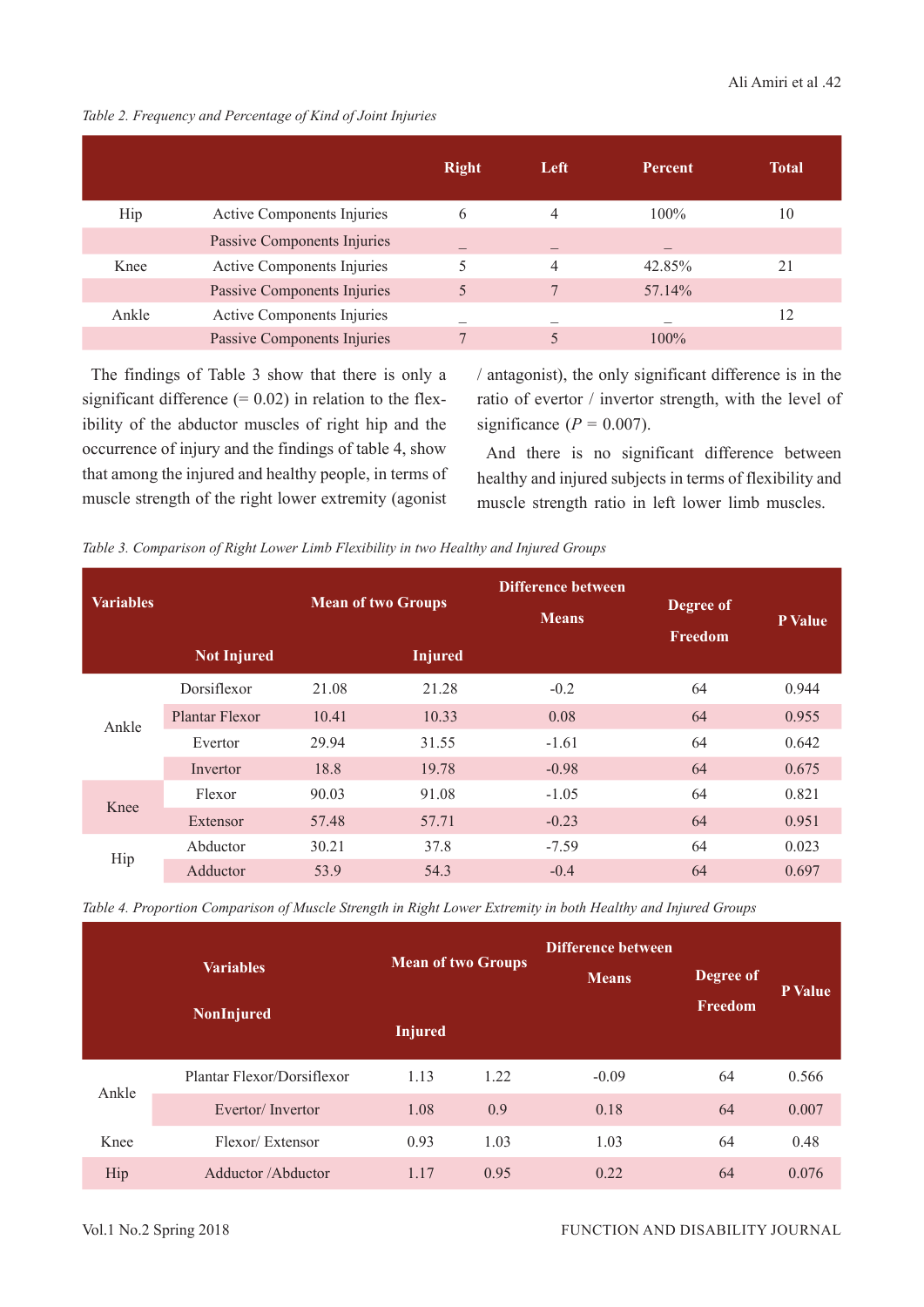*Table 2. Frequency and Percentage of Kind of Joint Injuries*

| | | Right | Left | Percent | Total |
|---|---|---|---|---|---|
| Hip | Active Components Injuries | 6 | 4 | 100% | 10 |
| | Passive Components Injuries | _ | _ | _ | |
| Knee | Active Components Injuries | 5 | 4 | 42.85% | 21 |
| | Passive Components Injuries | 5 | 7 | 57.14% | |
| Ankle | Active Components Injuries | _ | _ | _ | 12 |
| | Passive Components Injuries | 7 | 5 | 100% | |

The findings of Table 3 show that there is only a significant difference (= 0.02) in relation to the flexibility of the abductor muscles of right hip and the occurrence of injury and the findings of table 4, show that among the injured and healthy people, in terms of muscle strength of the right lower extremity (agonist / antagonist), the only significant difference is in the ratio of evertor / invertor strength, with the level of significance ($P$ = 0.007).

And there is no significant difference between healthy and injured subjects in terms of flexibility and muscle strength ratio in left lower limb muscles.

*Table 3. Comparison of Right Lower Limb Flexibility in two Healthy and Injured Groups*

| Variables | | Mean of two Groups | | Difference between Means | Degree of Freedom | P Value |
|---|---|---|---|---|---|---|
| | | Not Injured | Injured | | | |
| Ankle | Dorsiflexor | 21.08 | 21.28 | -0.2 | 64 | 0.944 |
| | Plantar Flexor | 10.41 | 10.33 | 0.08 | 64 | 0.955 |
| | Evertor | 29.94 | 31.55 | -1.61 | 64 | 0.642 |
| | Invertor | 18.8 | 19.78 | -0.98 | 64 | 0.675 |
| Knee | Flexor | 90.03 | 91.08 | -1.05 | 64 | 0.821 |
| | Extensor | 57.48 | 57.71 | -0.23 | 64 | 0.951 |
| Hip | Abductor | 30.21 | 37.8 | -7.59 | 64 | 0.023 |
| | Adductor | 53.9 | 54.3 | -0.4 | 64 | 0.697 |

*Table 4. Proportion Comparison of Muscle Strength in Right Lower Extremity in both Healthy and Injured Groups*

| Variables | | Mean of two Groups | | Difference between Means | Degree of Freedom | P Value |
|---|---|---|---|---|---|---|
| | | NonInjured | Injured | | | |
| Ankle | Plantar Flexor/Dorsiflexor | 1.13 | 1.22 | -0.09 | 64 | 0.566 |
| | Evertor/ Invertor | 1.08 | 0.9 | 0.18 | 64 | 0.007 |
| Knee | Flexor/ Extensor | 0.93 | 1.03 | 1.03 | 64 | 0.48 |
| Hip | Adductor /Abductor | 1.17 | 0.95 | 0.22 | 64 | 0.076 |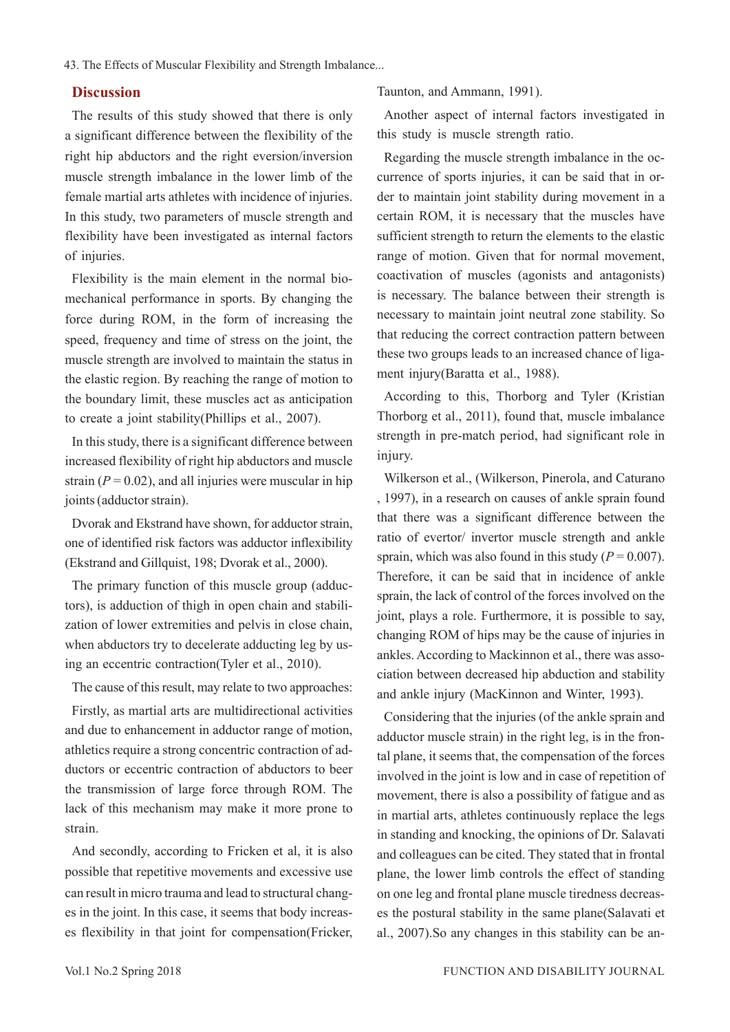## Discussion

The results of this study showed that there is only a significant difference between the flexibility of the right hip abductors and the right eversion/inversion muscle strength imbalance in the lower limb of the female martial arts athletes with incidence of injuries. In this study, two parameters of muscle strength and flexibility have been investigated as internal factors of injuries.

Flexibility is the main element in the normal biomechanical performance in sports. By changing the force during ROM, in the form of increasing the speed, frequency and time of stress on the joint, the muscle strength are involved to maintain the status in the elastic region. By reaching the range of motion to the boundary limit, these muscles act as anticipation to create a joint stability(Phillips et al., 2007).

In this study, there is a significant difference between increased flexibility of right hip abductors and muscle strain ($P = 0.02$), and all injuries were muscular in hip joints (adductor strain).

Dvorak and Ekstrand have shown, for adductor strain, one of identified risk factors was adductor inflexibility (Ekstrand and Gillquist, 198; Dvorak et al., 2000).

The primary function of this muscle group (adductors), is adduction of thigh in open chain and stabilization of lower extremities and pelvis in close chain, when abductors try to decelerate adducting leg by using an eccentric contraction(Tyler et al., 2010).

The cause of this result, may relate to two approaches:

Firstly, as martial arts are multidirectional activities and due to enhancement in adductor range of motion, athletics require a strong concentric contraction of adductors or eccentric contraction of abductors to beer the transmission of large force through ROM. The lack of this mechanism may make it more prone to strain.

And secondly, according to Fricken et al, it is also possible that repetitive movements and excessive use can result in micro trauma and lead to structural changes in the joint. In this case, it seems that body increases flexibility in that joint for compensation(Fricker, Taunton, and Ammann, 1991).

Another aspect of internal factors investigated in this study is muscle strength ratio.

Regarding the muscle strength imbalance in the occurrence of sports injuries, it can be said that in order to maintain joint stability during movement in a certain ROM, it is necessary that the muscles have sufficient strength to return the elements to the elastic range of motion. Given that for normal movement, coactivation of muscles (agonists and antagonists) is necessary. The balance between their strength is necessary to maintain joint neutral zone stability. So that reducing the correct contraction pattern between these two groups leads to an increased chance of ligament injury(Baratta et al., 1988).

According to this, Thorborg and Tyler (Kristian Thorborg et al., 2011), found that, muscle imbalance strength in pre-match period, had significant role in injury.

Wilkerson et al., (Wilkerson, Pinerola, and Caturano , 1997), in a research on causes of ankle sprain found that there was a significant difference between the ratio of evertor/ invertor muscle strength and ankle sprain, which was also found in this study ($P = 0.007$). Therefore, it can be said that in incidence of ankle sprain, the lack of control of the forces involved on the joint, plays a role. Furthermore, it is possible to say, changing ROM of hips may be the cause of injuries in ankles. According to Mackinnon et al., there was association between decreased hip abduction and stability and ankle injury (MacKinnon and Winter, 1993).

Considering that the injuries (of the ankle sprain and adductor muscle strain) in the right leg, is in the frontal plane, it seems that, the compensation of the forces involved in the joint is low and in case of repetition of movement, there is also a possibility of fatigue and as in martial arts, athletes continuously replace the legs in standing and knocking, the opinions of Dr. Salavati and colleagues can be cited. They stated that in frontal plane, the lower limb controls the effect of standing on one leg and frontal plane muscle tiredness decreases the postural stability in the same plane(Salavati et al., 2007).So any changes in this stability can be an-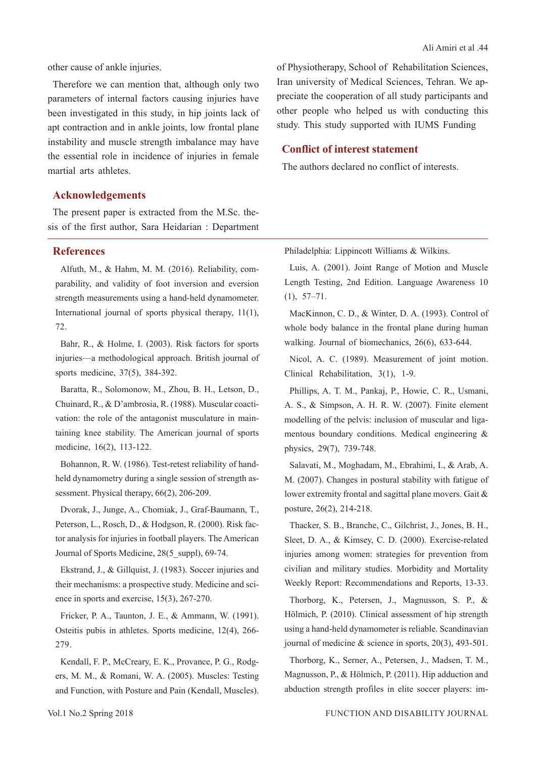other cause of ankle injuries.

Therefore we can mention that, although only two parameters of internal factors causing injuries have been investigated in this study, in hip joints lack of apt contraction and in ankle joints, low frontal plane instability and muscle strength imbalance may have the essential role in incidence of injuries in female martial arts athletes.

## Acknowledgements

The present paper is extracted from the M.Sc. thesis of the first author, Sara Heidarian : Department of Physiotherapy, School of Rehabilitation Sciences, Iran university of Medical Sciences, Tehran. We appreciate the cooperation of all study participants and other people who helped us with conducting this study. This study supported with IUMS Funding

## Conflict of interest statement

The authors declared no conflict of interests.

## References

Alfuth, M., & Hahm, M. M. (2016). Reliability, comparability, and validity of foot inversion and eversion strength measurements using a hand-held dynamometer. International journal of sports physical therapy, 11(1), 72.

Bahr, R., & Holme, I. (2003). Risk factors for sports injuries—a methodological approach. British journal of sports medicine, 37(5), 384-392.

Baratta, R., Solomonow, M., Zhou, B. H., Letson, D., Chuinard, R., & D'ambrosia, R. (1988). Muscular coactivation: the role of the antagonist musculature in maintaining knee stability. The American journal of sports medicine, 16(2), 113-122.

Bohannon, R. W. (1986). Test-retest reliability of hand-held dynamometry during a single session of strength assessment. Physical therapy, 66(2), 206-209.

Dvorak, J., Junge, A., Chomiak, J., Graf-Baumann, T., Peterson, L., Rosch, D., & Hodgson, R. (2000). Risk factor analysis for injuries in football players. The American Journal of Sports Medicine, 28(5_suppl), 69-74.

Ekstrand, J., & Gillquist, J. (1983). Soccer injuries and their mechanisms: a prospective study. Medicine and science in sports and exercise, 15(3), 267-270.

Fricker, P. A., Taunton, J. E., & Ammann, W. (1991). Osteitis pubis in athletes. Sports medicine, 12(4), 266-279.

Kendall, F. P., McCreary, E. K., Provance, P. G., Rodgers, M. M., & Romani, W. A. (2005). Muscles: Testing and Function, with Posture and Pain (Kendall, Muscles). Philadelphia: Lippincott Williams & Wilkins.

Luis, A. (2001). Joint Range of Motion and Muscle Length Testing, 2nd Edition. Language Awareness 10 (1), 57–71.

MacKinnon, C. D., & Winter, D. A. (1993). Control of whole body balance in the frontal plane during human walking. Journal of biomechanics, 26(6), 633-644.

Nicol, A. C. (1989). Measurement of joint motion. Clinical Rehabilitation, 3(1), 1-9.

Phillips, A. T. M., Pankaj, P., Howie, C. R., Usmani, A. S., & Simpson, A. H. R. W. (2007). Finite element modelling of the pelvis: inclusion of muscular and ligamentous boundary conditions. Medical engineering & physics, 29(7), 739-748.

Salavati, M., Moghadam, M., Ebrahimi, I., & Arab, A. M. (2007). Changes in postural stability with fatigue of lower extremity frontal and sagittal plane movers. Gait & posture, 26(2), 214-218.

Thacker, S. B., Branche, C., Gilchrist, J., Jones, B. H., Sleet, D. A., & Kimsey, C. D. (2000). Exercise-related injuries among women: strategies for prevention from civilian and military studies. Morbidity and Mortality Weekly Report: Recommendations and Reports, 13-33.

Thorborg, K., Petersen, J., Magnusson, S. P., & Hölmich, P. (2010). Clinical assessment of hip strength using a hand-held dynamometer is reliable. Scandinavian journal of medicine & science in sports, 20(3), 493-501.

Thorborg, K., Serner, A., Petersen, J., Madsen, T. M., Magnusson, P., & Hölmich, P. (2011). Hip adduction and abduction strength profiles in elite soccer players: im-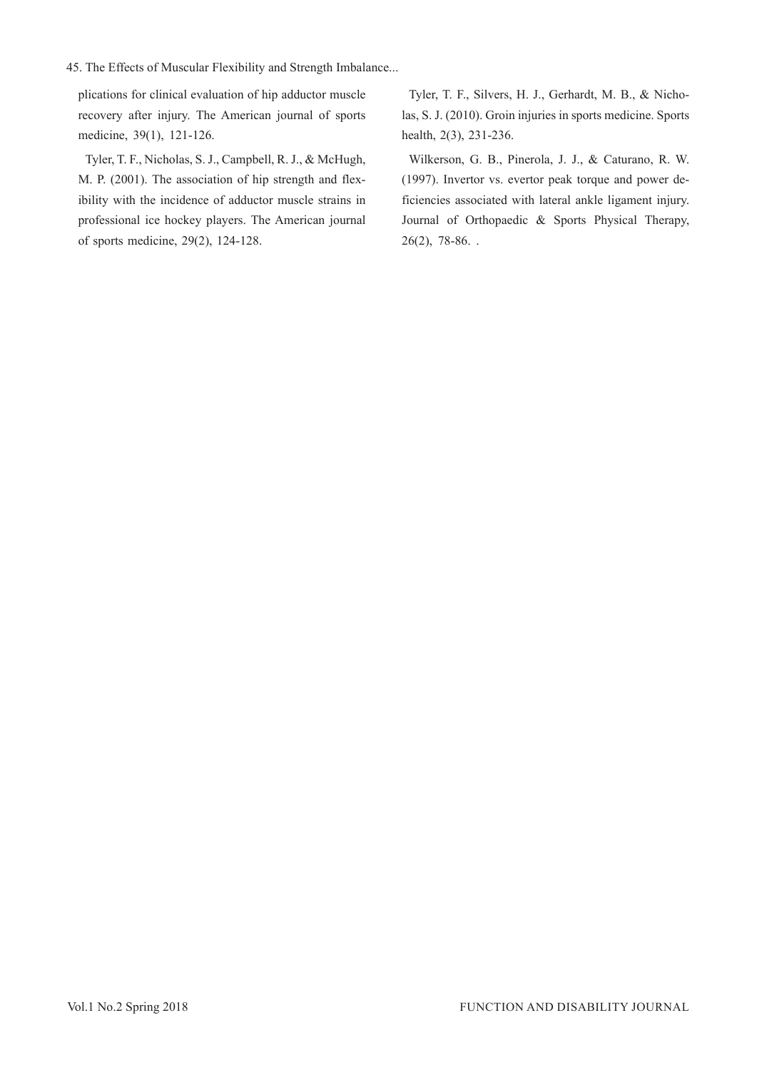plications for clinical evaluation of hip adductor muscle recovery after injury. The American journal of sports medicine, 39(1), 121-126.

Tyler, T. F., Nicholas, S. J., Campbell, R. J., & McHugh, M. P. (2001). The association of hip strength and flexibility with the incidence of adductor muscle strains in professional ice hockey players. The American journal of sports medicine, 29(2), 124-128.

Tyler, T. F., Silvers, H. J., Gerhardt, M. B., & Nicholas, S. J. (2010). Groin injuries in sports medicine. Sports health, 2(3), 231-236.

Wilkerson, G. B., Pinerola, J. J., & Caturano, R. W. (1997). Invertor vs. evertor peak torque and power deficiencies associated with lateral ankle ligament injury. Journal of Orthopaedic & Sports Physical Therapy, 26(2), 78-86. .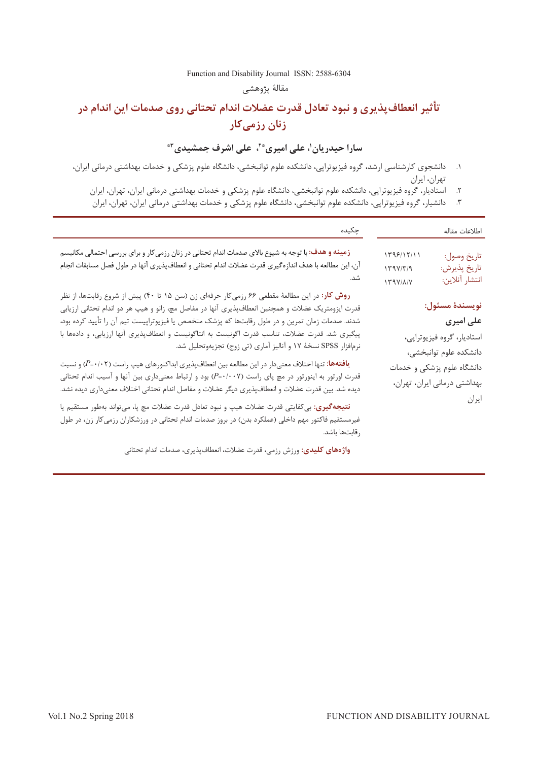Function and Disability Journal ISSN: 2588-6304

مقالهٔ پژوهشی

# تأثیر انعطاف‌پذیری و نبود تعادل قدرت عضلات اندام تحتانی روی صدمات این اندام در زنان رزمی‌کار

**سارا حیدریان[1]، علی امیری*[2]، علی اشرف جمشیدی*[3]**

۱. دانشجوی کارشناسی ارشد، گروه فیزیوتراپی، دانشکده علوم توانبخشی، دانشگاه علوم پزشکی و خدمات بهداشتی درمانی ایران، تهران، ایران
۲. استادیار، گروه فیزیوتراپی، دانشکده علوم توانبخشی، دانشگاه علوم پزشکی و خدمات بهداشتی درمانی ایران، تهران، ایران
۳. دانشیار، گروه فیزیوتراپی، دانشکده علوم توانبخشی، دانشگاه علوم پزشکی و خدمات بهداشتی درمانی ایران، تهران، ایران

---

**اطلاعات مقاله**

تاریخ وصول: ۱۳۹۶/۱۲/۱۱
تاریخ پذیرش: ۱۳۹۷/۳/۹
انتشار آنلاین: ۱۳۹۷/۸/۷

**نویسندهٔ مسئول:**

**علی امیری**

استادیار، گروه فیزیوتراپی، دانشکده علوم توانبخشی، دانشگاه علوم پزشکی و خدمات بهداشتی درمانی ایران، تهران، ایران

**چکیده**

**زمینه و هدف:** با توجه به شیوع بالای صدمات اندام تحتانی در زنان رزمی‌کار و برای بررسی احتمالی مکانیسم آن، این مطالعه با هدف اندازه‌گیری قدرت عضلات اندام تحتانی و انعطاف‌پذیری آنها در طول فصل مسابقات انجام شد.

**روش کار:** در این مطالعهٔ مقطعی ۶۶ رزمی‌کار حرفه‌ای زن (سن ۱۵ تا ۴۰) پیش از شروع رقابت‌ها، از نظر قدرت ایزومتریک عضلات و همچنین انعطاف‌پذیری آنها در مفاصل مچ، زانو و هیپ هر دو اندام تحتانی ارزیابی شدند. صدمات زمان تمرین و در طول رقابت‌ها که پزشک متخصص یا فیزیوتراپیست تیم آن را تأیید کرده بود، پیگیری شد. قدرت عضلات، تناسب قدرت اگونیست به انتاگونیست و انعطاف‌پذیری آنها ارزیابی، و داده‌ها با نرم‌افزار SPSS نسخهٔ ۱۷ و آنالیز آماری (تی زوج) تجزیه‌وتحلیل شد.

**یافته‌ها:** تنها اختلاف معنی‌دار در این مطالعه بین انعطاف‌پذیری ابداکتورهای هیپ راست ($P$=۰/۰۲) و نسبت قدرت اورتور به اینورتور در مچ پای راست ($P$=۰/۰۰۷) بود و ارتباط معنی‌داری بین آنها و آسیب اندام تحتانی دیده شد. بین قدرت عضلات و انعطاف‌پذیری دیگر عضلات و مفاصل اندام تحتانی اختلاف معنی‌داری دیده نشد.

**نتیجه‌گیری:** بی‌کفایتی قدرت عضلات هیپ و نبود تعادل قدرت عضلات مچ پا، می‌تواند به‌طور مستقیم یا غیرمستقیم فاکتور مهم داخلی (عملکرد بدن) در بروز صدمات اندام تحتانی در ورزشکاران رزمی‌کار زن، در طول رقابت‌ها باشد.

**واژه‌های کلیدی:** ورزش رزمی، قدرت عضلات، انعطاف‌پذیری، صدمات اندام تحتانی